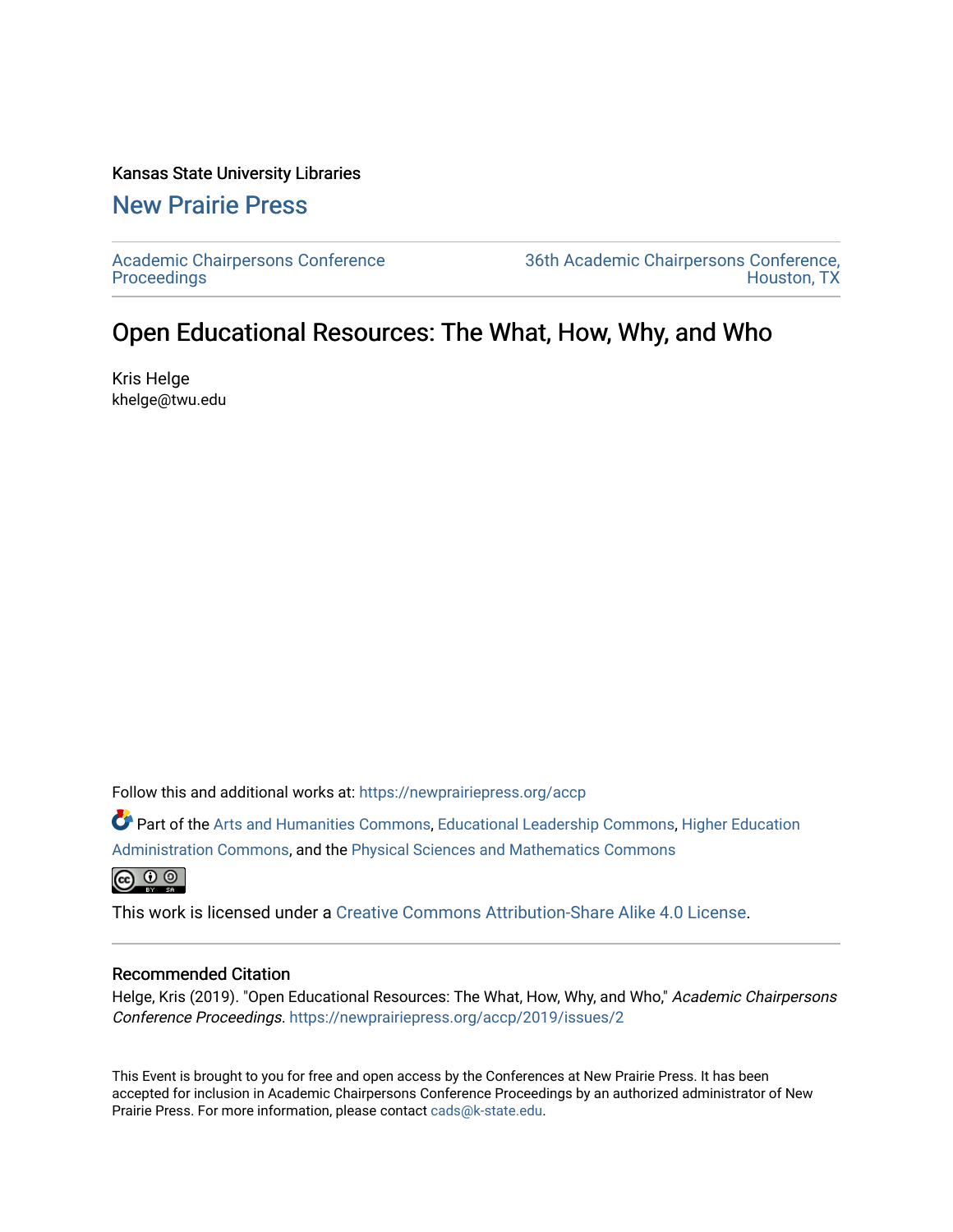Kansas State University Libraries

# New Prairie Press

Academic Chairpersons Conference Proceedings

36th Academic Chairpersons Conference, Houston, TX

## Open Educational Resources: The What, How, Why, and Who

Kris Helge
khelge@twu.edu

Follow this and additional works at: https://newprairiepress.org/accp

Part of the Arts and Humanities Commons, Educational Leadership Commons, Higher Education Administration Commons, and the Physical Sciences and Mathematics Commons

This work is licensed under a Creative Commons Attribution-Share Alike 4.0 License.

### Recommended Citation

Helge, Kris (2019). "Open Educational Resources: The What, How, Why, and Who," *Academic Chairpersons Conference Proceedings*. https://newprairiepress.org/accp/2019/issues/2

This Event is brought to you for free and open access by the Conferences at New Prairie Press. It has been accepted for inclusion in Academic Chairpersons Conference Proceedings by an authorized administrator of New Prairie Press. For more information, please contact cads@k-state.edu.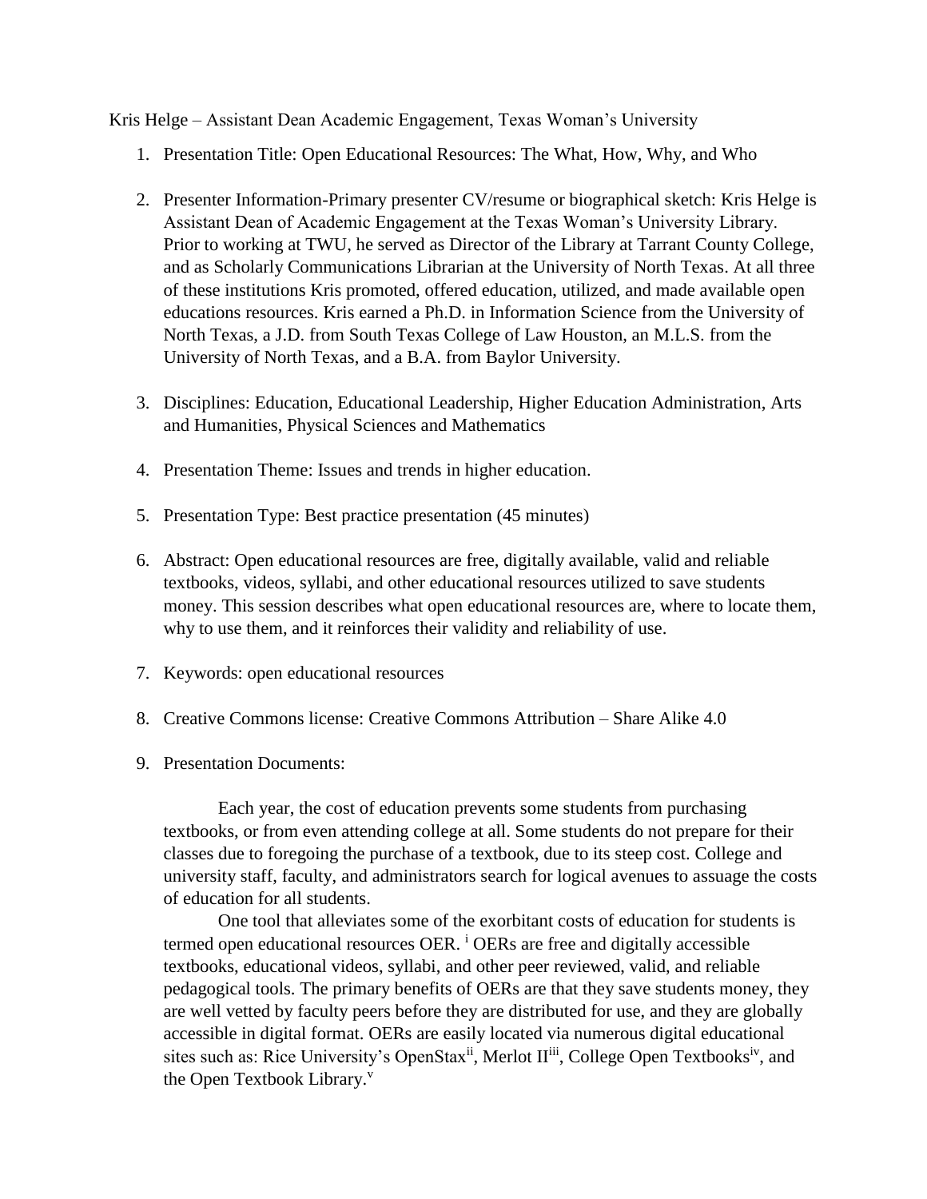Kris Helge – Assistant Dean Academic Engagement, Texas Woman's University

1. Presentation Title: Open Educational Resources: The What, How, Why, and Who

2. Presenter Information-Primary presenter CV/resume or biographical sketch: Kris Helge is Assistant Dean of Academic Engagement at the Texas Woman's University Library. Prior to working at TWU, he served as Director of the Library at Tarrant County College, and as Scholarly Communications Librarian at the University of North Texas. At all three of these institutions Kris promoted, offered education, utilized, and made available open educations resources. Kris earned a Ph.D. in Information Science from the University of North Texas, a J.D. from South Texas College of Law Houston, an M.L.S. from the University of North Texas, and a B.A. from Baylor University.

3. Disciplines: Education, Educational Leadership, Higher Education Administration, Arts and Humanities, Physical Sciences and Mathematics

4. Presentation Theme: Issues and trends in higher education.

5. Presentation Type: Best practice presentation (45 minutes)

6. Abstract: Open educational resources are free, digitally available, valid and reliable textbooks, videos, syllabi, and other educational resources utilized to save students money. This session describes what open educational resources are, where to locate them, why to use them, and it reinforces their validity and reliability of use.

7. Keywords: open educational resources

8. Creative Commons license: Creative Commons Attribution – Share Alike 4.0

9. Presentation Documents:

Each year, the cost of education prevents some students from purchasing textbooks, or from even attending college at all. Some students do not prepare for their classes due to foregoing the purchase of a textbook, due to its steep cost. College and university staff, faculty, and administrators search for logical avenues to assuage the costs of education for all students.

One tool that alleviates some of the exorbitant costs of education for students is termed open educational resources OER. [i] OERs are free and digitally accessible textbooks, educational videos, syllabi, and other peer reviewed, valid, and reliable pedagogical tools. The primary benefits of OERs are that they save students money, they are well vetted by faculty peers before they are distributed for use, and they are globally accessible in digital format. OERs are easily located via numerous digital educational sites such as: Rice University's OpenStax[ii], Merlot II[iii], College Open Textbooks[iv], and the Open Textbook Library.[v]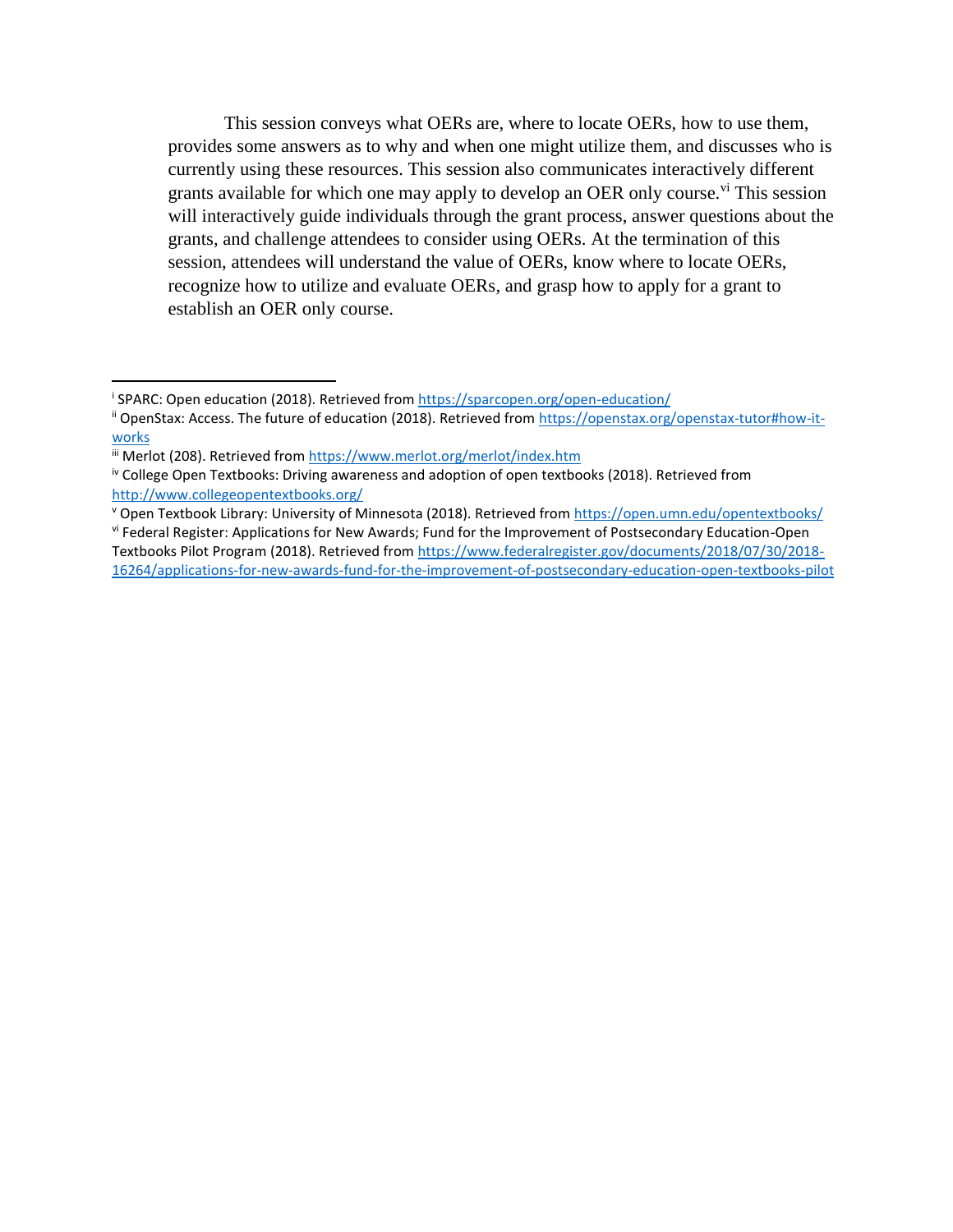This session conveys what OERs are, where to locate OERs, how to use them, provides some answers as to why and when one might utilize them, and discusses who is currently using these resources. This session also communicates interactively different grants available for which one may apply to develop an OER only course.[vi] This session will interactively guide individuals through the grant process, answer questions about the grants, and challenge attendees to consider using OERs. At the termination of this session, attendees will understand the value of OERs, know where to locate OERs, recognize how to utilize and evaluate OERs, and grasp how to apply for a grant to establish an OER only course.

---

[i] SPARC: Open education (2018). Retrieved from https://sparcopen.org/open-education/

[ii] OpenStax: Access. The future of education (2018). Retrieved from https://openstax.org/openstax-tutor#how-it-works

[iii] Merlot (208). Retrieved from https://www.merlot.org/merlot/index.htm

[iv] College Open Textbooks: Driving awareness and adoption of open textbooks (2018). Retrieved from http://www.collegeopentextbooks.org/

[v] Open Textbook Library: University of Minnesota (2018). Retrieved from https://open.umn.edu/opentextbooks/

[vi] Federal Register: Applications for New Awards; Fund for the Improvement of Postsecondary Education-Open Textbooks Pilot Program (2018). Retrieved from https://www.federalregister.gov/documents/2018/07/30/2018-16264/applications-for-new-awards-fund-for-the-improvement-of-postsecondary-education-open-textbooks-pilot